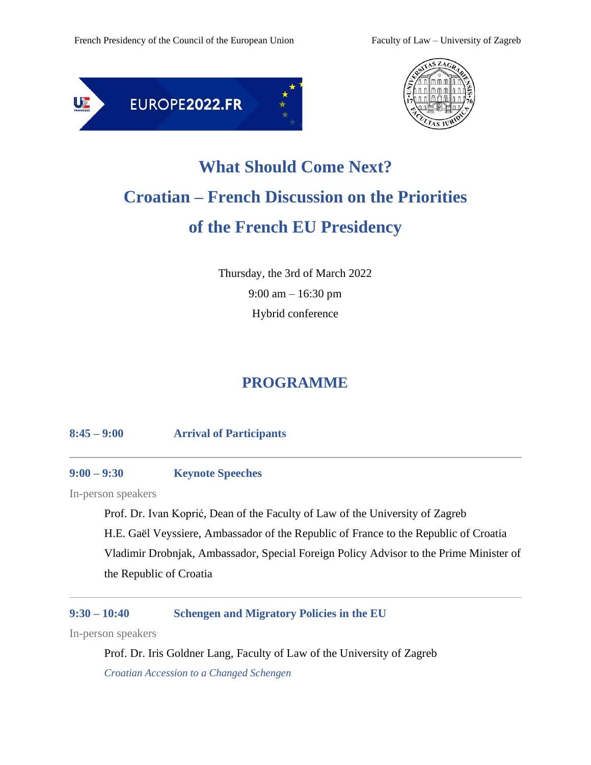French Presidency of the Council of the European Union

Faculty of Law – University of Zagreb

# What Should Come Next?

# Croatian – French Discussion on the Priorities of the French EU Presidency

Thursday, the 3rd of March 2022

9:00 am – 16:30 pm

Hybrid conference

## PROGRAMME

**8:45 – 9:00** **Arrival of Participants**

---

**9:00 – 9:30** **Keynote Speeches**

In-person speakers

Prof. Dr. Ivan Koprić, Dean of the Faculty of Law of the University of Zagreb

H.E. Gaël Veyssiere, Ambassador of the Republic of France to the Republic of Croatia

Vladimir Drobnjak, Ambassador, Special Foreign Policy Advisor to the Prime Minister of the Republic of Croatia

---

**9:30 – 10:40** **Schengen and Migratory Policies in the EU**

In-person speakers

Prof. Dr. Iris Goldner Lang, Faculty of Law of the University of Zagreb

*Croatian Accession to a Changed Schengen*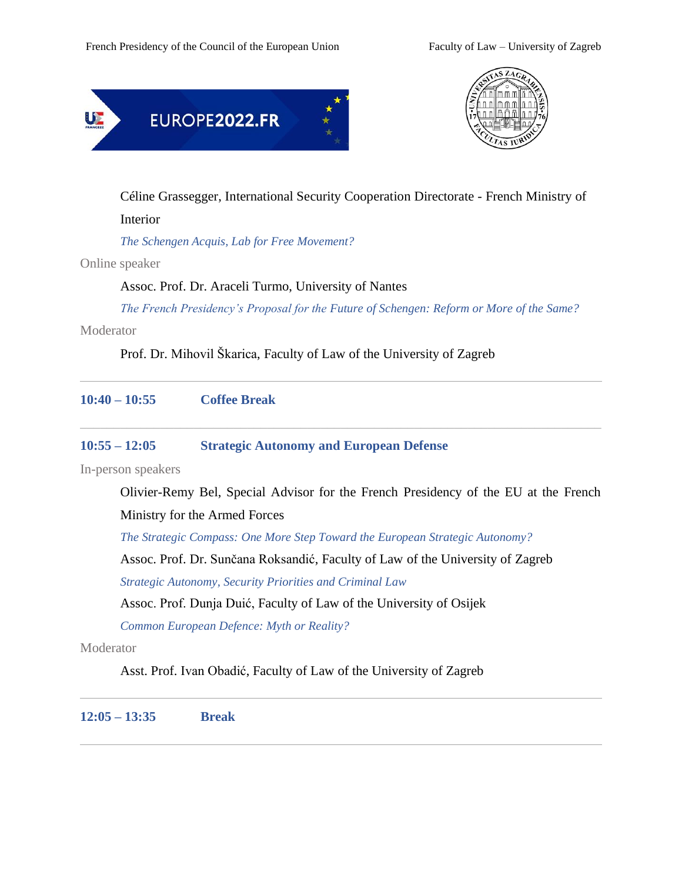Céline Grassegger, International Security Cooperation Directorate - French Ministry of Interior

*The Schengen Acquis, Lab for Free Movement?*

Online speaker

Assoc. Prof. Dr. Araceli Turmo, University of Nantes

*The French Presidency's Proposal for the Future of Schengen: Reform or More of the Same?*

Moderator

Prof. Dr. Mihovil Škarica, Faculty of Law of the University of Zagreb

---

**10:40 – 10:55** **Coffee Break**

---

**10:55 – 12:05** **Strategic Autonomy and European Defense**

In-person speakers

Olivier-Remy Bel, Special Advisor for the French Presidency of the EU at the French Ministry for the Armed Forces

*The Strategic Compass: One More Step Toward the European Strategic Autonomy?*

Assoc. Prof. Dr. Sunčana Roksandić, Faculty of Law of the University of Zagreb

*Strategic Autonomy, Security Priorities and Criminal Law*

Assoc. Prof. Dunja Duić, Faculty of Law of the University of Osijek

*Common European Defence: Myth or Reality?*

Moderator

Asst. Prof. Ivan Obadić, Faculty of Law of the University of Zagreb

---

**12:05 – 13:35** **Break**

---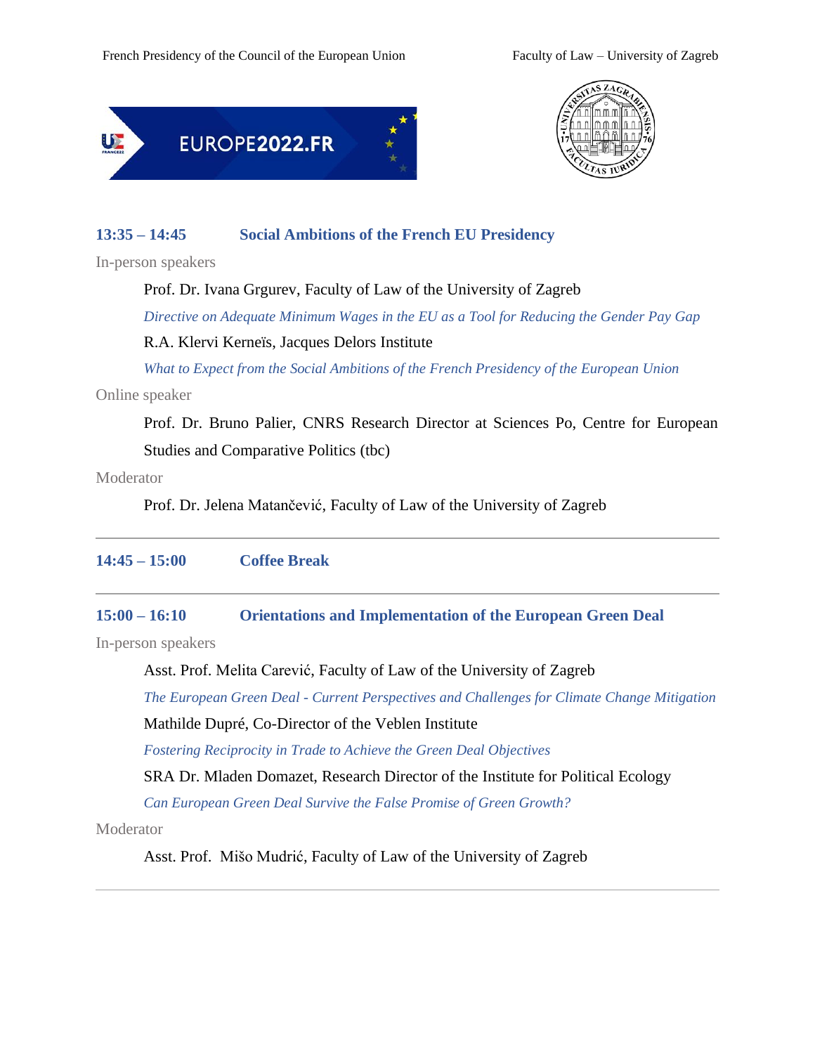### 13:35 – 14:45 Social Ambitions of the French EU Presidency

In-person speakers

Prof. Dr. Ivana Grgurev, Faculty of Law of the University of Zagreb

*Directive on Adequate Minimum Wages in the EU as a Tool for Reducing the Gender Pay Gap*

R.A. Klervi Kerneïs, Jacques Delors Institute

*What to Expect from the Social Ambitions of the French Presidency of the European Union*

Online speaker

Prof. Dr. Bruno Palier, CNRS Research Director at Sciences Po, Centre for European Studies and Comparative Politics (tbc)

Moderator

Prof. Dr. Jelena Matančević, Faculty of Law of the University of Zagreb

---

### 14:45 – 15:00 Coffee Break

---

### 15:00 – 16:10 Orientations and Implementation of the European Green Deal

In-person speakers

Asst. Prof. Melita Carević, Faculty of Law of the University of Zagreb

*The European Green Deal - Current Perspectives and Challenges for Climate Change Mitigation*

Mathilde Dupré, Co-Director of the Veblen Institute

*Fostering Reciprocity in Trade to Achieve the Green Deal Objectives*

SRA Dr. Mladen Domazet, Research Director of the Institute for Political Ecology

*Can European Green Deal Survive the False Promise of Green Growth?*

Moderator

Asst. Prof. Mišo Mudrić, Faculty of Law of the University of Zagreb

---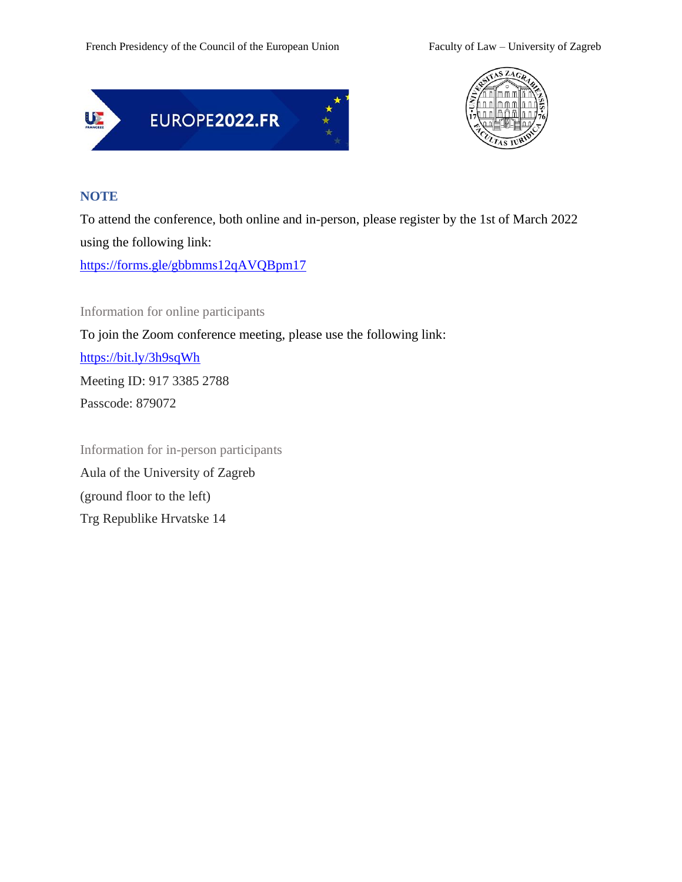## NOTE

To attend the conference, both online and in-person, please register by the 1st of March 2022 using the following link:

https://forms.gle/gbbmms12qAVQBpm17

### Information for online participants

To join the Zoom conference meeting, please use the following link:

https://bit.ly/3h9sqWh

Meeting ID: 917 3385 2788

Passcode: 879072

### Information for in-person participants

Aula of the University of Zagreb

(ground floor to the left)

Trg Republike Hrvatske 14